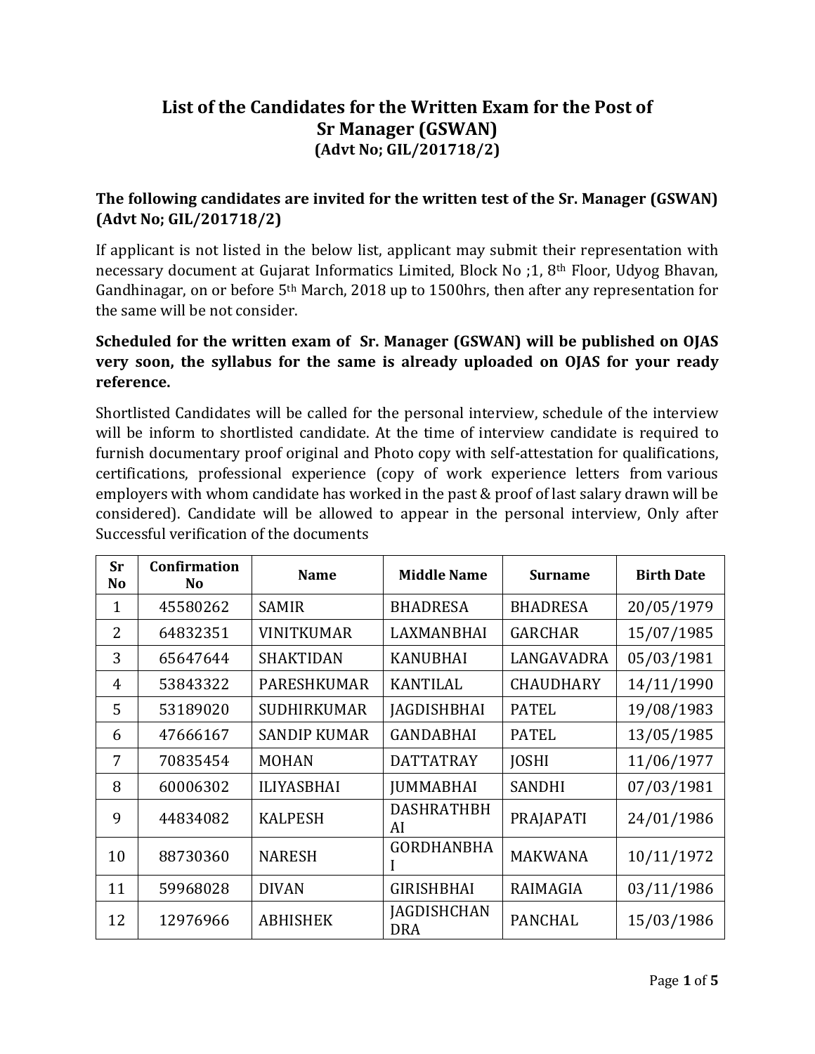# List of the Candidates for the Written Exam for the Post of Sr Manager (GSWAN)
## (Advt No; GIL/201718/2)

**The following candidates are invited for the written test of the Sr. Manager (GSWAN) (Advt No; GIL/201718/2)**

If applicant is not listed in the below list, applicant may submit their representation with necessary document at Gujarat Informatics Limited, Block No ;1, 8th Floor, Udyog Bhavan, Gandhinagar, on or before 5th March, 2018 up to 1500hrs, then after any representation for the same will be not consider.

**Scheduled for the written exam of Sr. Manager (GSWAN) will be published on OJAS very soon, the syllabus for the same is already uploaded on OJAS for your ready reference.**

Shortlisted Candidates will be called for the personal interview, schedule of the interview will be inform to shortlisted candidate. At the time of interview candidate is required to furnish documentary proof original and Photo copy with self-attestation for qualifications, certifications, professional experience (copy of work experience letters from various employers with whom candidate has worked in the past & proof of last salary drawn will be considered). Candidate will be allowed to appear in the personal interview, Only after Successful verification of the documents

| Sr No | Confirmation No | Name | Middle Name | Surname | Birth Date |
|---|---|---|---|---|---|
| 1 | 45580262 | SAMIR | BHADRESA | BHADRESA | 20/05/1979 |
| 2 | 64832351 | VINITKUMAR | LAXMANBHAI | GARCHAR | 15/07/1985 |
| 3 | 65647644 | SHAKTIDAN | KANUBHAI | LANGAVADRA | 05/03/1981 |
| 4 | 53843322 | PARESHKUMAR | KANTILAL | CHAUDHARY | 14/11/1990 |
| 5 | 53189020 | SUDHIRKUMAR | JAGDISHBHAI | PATEL | 19/08/1983 |
| 6 | 47666167 | SANDIP KUMAR | GANDABHAI | PATEL | 13/05/1985 |
| 7 | 70835454 | MOHAN | DATTATRAY | JOSHI | 11/06/1977 |
| 8 | 60006302 | ILIYASBHAI | JUMMABHAI | SANDHI | 07/03/1981 |
| 9 | 44834082 | KALPESH | DASHRATHBHAI | PRAJAPATI | 24/01/1986 |
| 10 | 88730360 | NARESH | GORDHANBHAI | MAKWANA | 10/11/1972 |
| 11 | 59968028 | DIVAN | GIRISHBHAI | RAIMAGIA | 03/11/1986 |
| 12 | 12976966 | ABHISHEK | JAGDISHCHANDRA | PANCHAL | 15/03/1986 |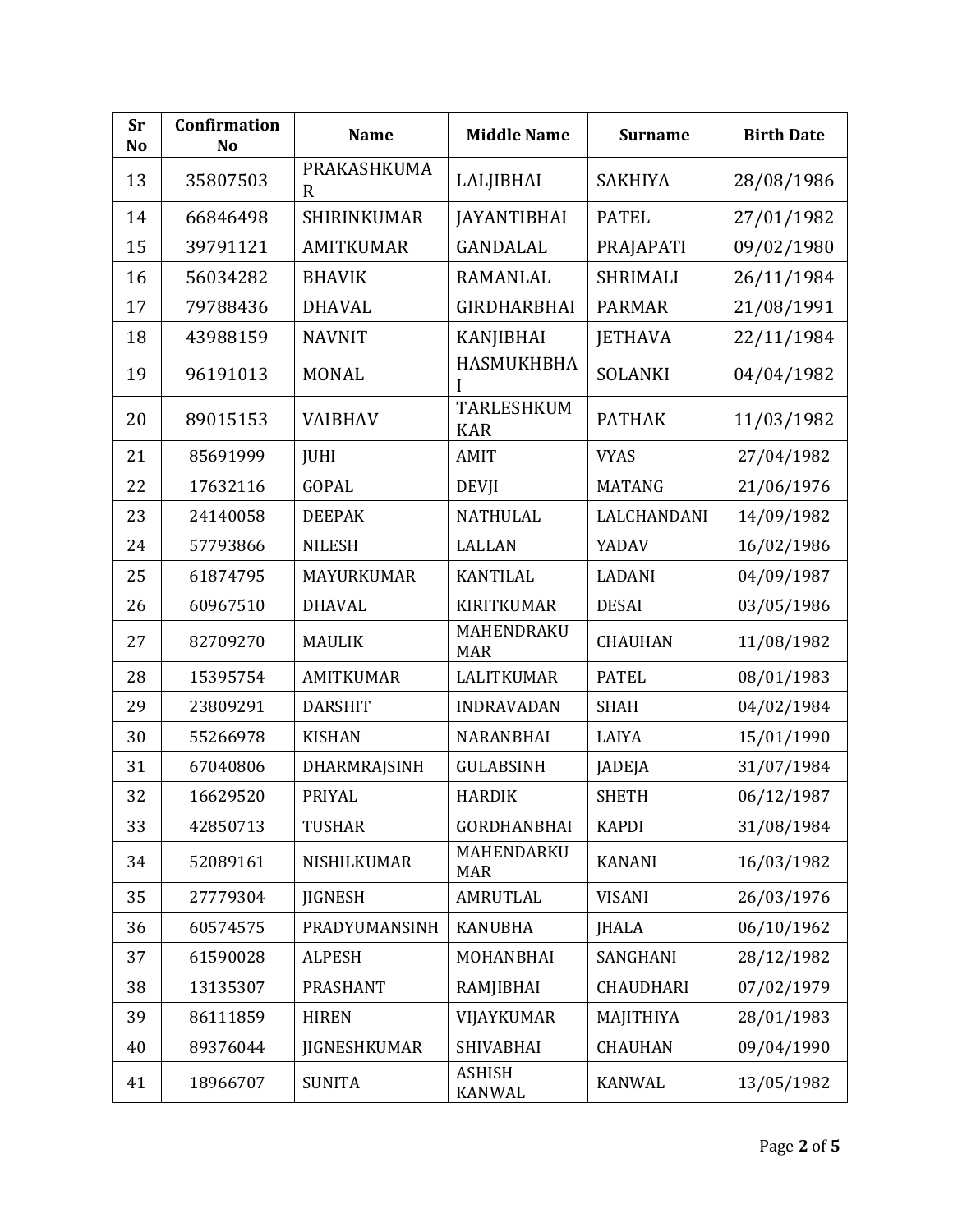| Sr No | Confirmation No | Name | Middle Name | Surname | Birth Date |
|---|---|---|---|---|---|
| 13 | 35807503 | PRAKASHKUMAR | LALJIBHAI | SAKHIYA | 28/08/1986 |
| 14 | 66846498 | SHIRINKUMAR | JAYANTIBHAI | PATEL | 27/01/1982 |
| 15 | 39791121 | AMITKUMAR | GANDALAL | PRAJAPATI | 09/02/1980 |
| 16 | 56034282 | BHAVIK | RAMANLAL | SHRIMALI | 26/11/1984 |
| 17 | 79788436 | DHAVAL | GIRDHARBHAI | PARMAR | 21/08/1991 |
| 18 | 43988159 | NAVNIT | KANJIBHAI | JETHAVA | 22/11/1984 |
| 19 | 96191013 | MONAL | HASMUKHBHAI | SOLANKI | 04/04/1982 |
| 20 | 89015153 | VAIBHAV | TARLESHKUMKAR | PATHAK | 11/03/1982 |
| 21 | 85691999 | JUHI | AMIT | VYAS | 27/04/1982 |
| 22 | 17632116 | GOPAL | DEVJI | MATANG | 21/06/1976 |
| 23 | 24140058 | DEEPAK | NATHULAL | LALCHANDANI | 14/09/1982 |
| 24 | 57793866 | NILESH | LALLAN | YADAV | 16/02/1986 |
| 25 | 61874795 | MAYURKUMAR | KANTILAL | LADANI | 04/09/1987 |
| 26 | 60967510 | DHAVAL | KIRITKUMAR | DESAI | 03/05/1986 |
| 27 | 82709270 | MAULIK | MAHENDRAKUMAR | CHAUHAN | 11/08/1982 |
| 28 | 15395754 | AMITKUMAR | LALITKUMAR | PATEL | 08/01/1983 |
| 29 | 23809291 | DARSHIT | INDRAVADAN | SHAH | 04/02/1984 |
| 30 | 55266978 | KISHAN | NARANBHAI | LAIYA | 15/01/1990 |
| 31 | 67040806 | DHARMRAJSINH | GULABSINH | JADEJA | 31/07/1984 |
| 32 | 16629520 | PRIYAL | HARDIK | SHETH | 06/12/1987 |
| 33 | 42850713 | TUSHAR | GORDHANBHAI | KAPDI | 31/08/1984 |
| 34 | 52089161 | NISHILKUMAR | MAHENDARKUMAR | KANANI | 16/03/1982 |
| 35 | 27779304 | JIGNESH | AMRUTLAL | VISANI | 26/03/1976 |
| 36 | 60574575 | PRADYUMANSINH | KANUBHA | JHALA | 06/10/1962 |
| 37 | 61590028 | ALPESH | MOHANBHAI | SANGHANI | 28/12/1982 |
| 38 | 13135307 | PRASHANT | RAMJIBHAI | CHAUDHARI | 07/02/1979 |
| 39 | 86111859 | HIREN | VIJAYKUMAR | MAJITHIYA | 28/01/1983 |
| 40 | 89376044 | JIGNESHKUMAR | SHIVABHAI | CHAUHAN | 09/04/1990 |
| 41 | 18966707 | SUNITA | ASHISH KANWAL | KANWAL | 13/05/1982 |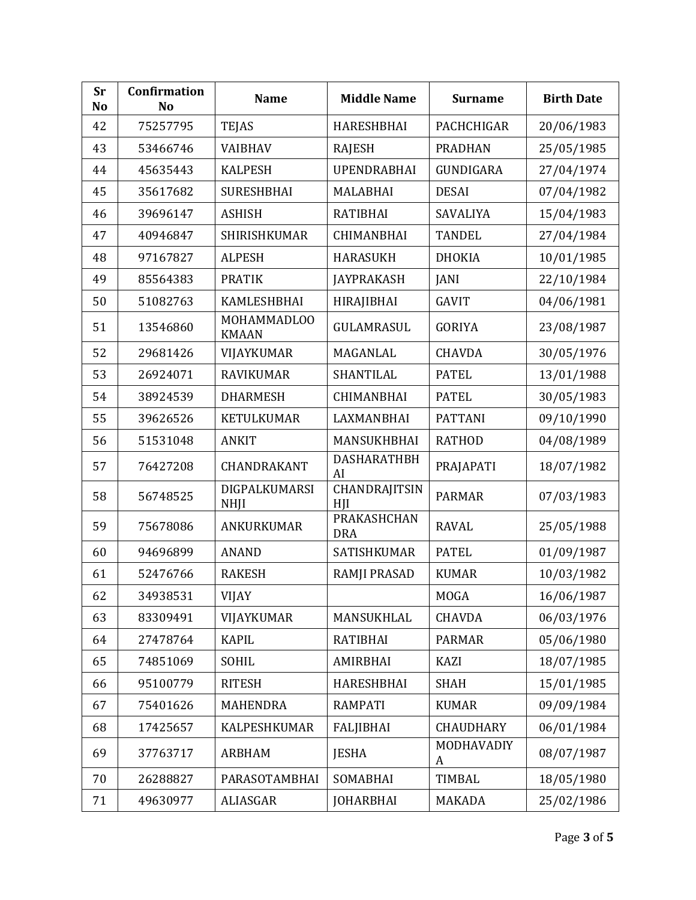| Sr No | Confirmation No | Name | Middle Name | Surname | Birth Date |
| --- | --- | --- | --- | --- | --- |
| 42 | 75257795 | TEJAS | HARESHBHAI | PACHCHIGAR | 20/06/1983 |
| 43 | 53466746 | VAIBHAV | RAJESH | PRADHAN | 25/05/1985 |
| 44 | 45635443 | KALPESH | UPENDRABHAI | GUNDIGARA | 27/04/1974 |
| 45 | 35617682 | SURESHBHAI | MALABHAI | DESAI | 07/04/1982 |
| 46 | 39696147 | ASHISH | RATIBHAI | SAVALIYA | 15/04/1983 |
| 47 | 40946847 | SHIRISHKUMAR | CHIMANBHAI | TANDEL | 27/04/1984 |
| 48 | 97167827 | ALPESH | HARASUKH | DHOKIA | 10/01/1985 |
| 49 | 85564383 | PRATIK | JAYPRAKASH | JANI | 22/10/1984 |
| 50 | 51082763 | KAMLESHBHAI | HIRAJIBHAI | GAVIT | 04/06/1981 |
| 51 | 13546860 | MOHAMMADLOOKMAAN | GULAMRASUL | GORIYA | 23/08/1987 |
| 52 | 29681426 | VIJAYKUMAR | MAGANLAL | CHAVDA | 30/05/1976 |
| 53 | 26924071 | RAVIKUMAR | SHANTILAL | PATEL | 13/01/1988 |
| 54 | 38924539 | DHARMESH | CHIMANBHAI | PATEL | 30/05/1983 |
| 55 | 39626526 | KETULKUMAR | LAXMANBHAI | PATTANI | 09/10/1990 |
| 56 | 51531048 | ANKIT | MANSUKHBHAI | RATHOD | 04/08/1989 |
| 57 | 76427208 | CHANDRAKANT | DASHARATHBHAI | PRAJAPATI | 18/07/1982 |
| 58 | 56748525 | DIGPALKUMARSINHJI | CHANDRAJITSINHJI | PARMAR | 07/03/1983 |
| 59 | 75678086 | ANKURKUMAR | PRAKASHCHANDRA | RAVAL | 25/05/1988 |
| 60 | 94696899 | ANAND | SATISHKUMAR | PATEL | 01/09/1987 |
| 61 | 52476766 | RAKESH | RAMJI PRASAD | KUMAR | 10/03/1982 |
| 62 | 34938531 | VIJAY | | MOGA | 16/06/1987 |
| 63 | 83309491 | VIJAYKUMAR | MANSUKHLAL | CHAVDA | 06/03/1976 |
| 64 | 27478764 | KAPIL | RATIBHAI | PARMAR | 05/06/1980 |
| 65 | 74851069 | SOHIL | AMIRBHAI | KAZI | 18/07/1985 |
| 66 | 95100779 | RITESH | HARESHBHAI | SHAH | 15/01/1985 |
| 67 | 75401626 | MAHENDRA | RAMPATI | KUMAR | 09/09/1984 |
| 68 | 17425657 | KALPESHKUMAR | FALJIBHAI | CHAUDHARY | 06/01/1984 |
| 69 | 37763717 | ARBHAM | JESHA | MODHAVADIYA | 08/07/1987 |
| 70 | 26288827 | PARASOTAMBHAI | SOMABHAI | TIMBAL | 18/05/1980 |
| 71 | 49630977 | ALIASGAR | JOHARBHAI | MAKADA | 25/02/1986 |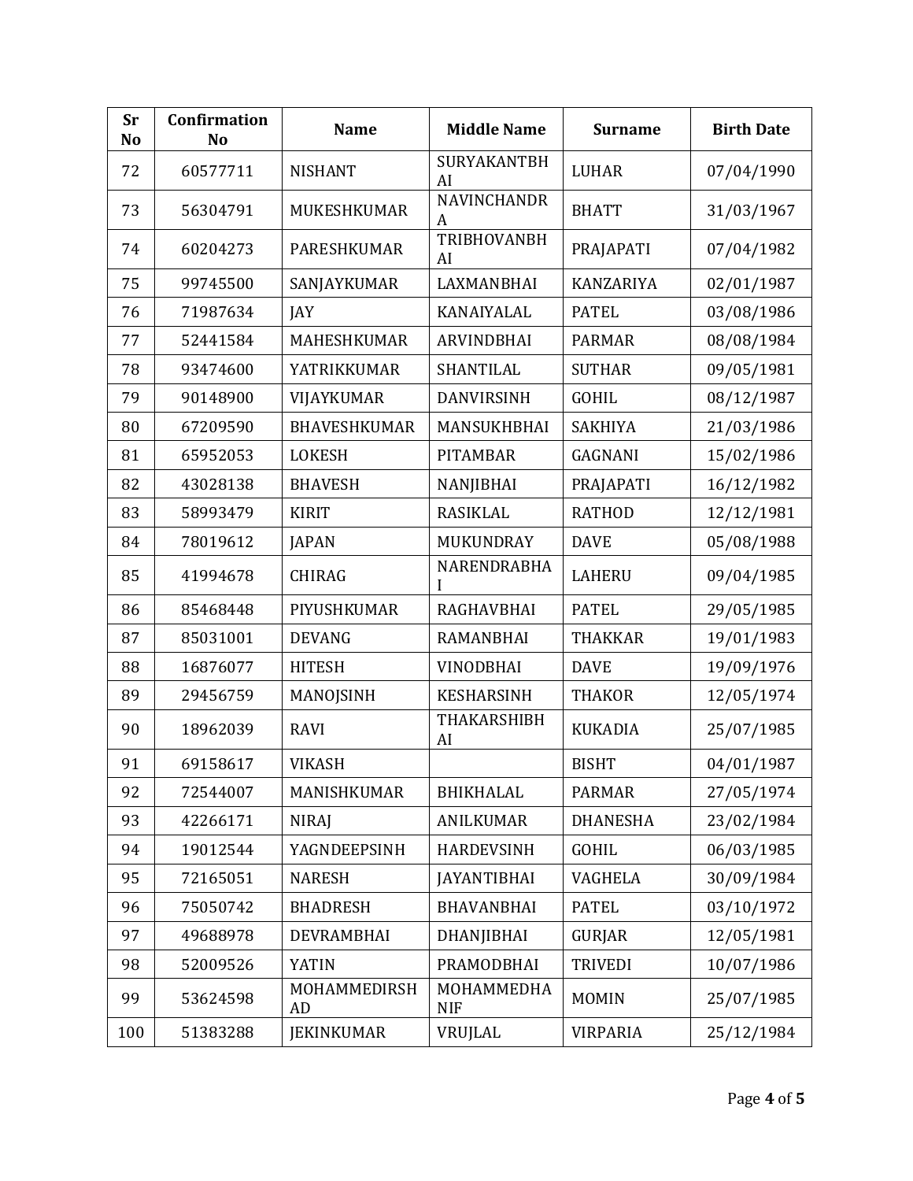| Sr No | Confirmation No | Name | Middle Name | Surname | Birth Date |
|---|---|---|---|---|---|
| 72 | 60577711 | NISHANT | SURYAKANTBHAI | LUHAR | 07/04/1990 |
| 73 | 56304791 | MUKESHKUMAR | NAVINCHANDRA | BHATT | 31/03/1967 |
| 74 | 60204273 | PARESHKUMAR | TRIBHOVANBHAI | PRAJAPATI | 07/04/1982 |
| 75 | 99745500 | SANJAYKUMAR | LAXMANBHAI | KANZARIYA | 02/01/1987 |
| 76 | 71987634 | JAY | KANAIYALAL | PATEL | 03/08/1986 |
| 77 | 52441584 | MAHESHKUMAR | ARVINDBHAI | PARMAR | 08/08/1984 |
| 78 | 93474600 | YATRIKKUMAR | SHANTILAL | SUTHAR | 09/05/1981 |
| 79 | 90148900 | VIJAYKUMAR | DANVIRSINH | GOHIL | 08/12/1987 |
| 80 | 67209590 | BHAVESHKUMAR | MANSUKHBHAI | SAKHIYA | 21/03/1986 |
| 81 | 65952053 | LOKESH | PITAMBAR | GAGNANI | 15/02/1986 |
| 82 | 43028138 | BHAVESH | NANJIBHAI | PRAJAPATI | 16/12/1982 |
| 83 | 58993479 | KIRIT | RASIKLAL | RATHOD | 12/12/1981 |
| 84 | 78019612 | JAPAN | MUKUNDRAY | DAVE | 05/08/1988 |
| 85 | 41994678 | CHIRAG | NARENDRABHAI | LAHERU | 09/04/1985 |
| 86 | 85468448 | PIYUSHKUMAR | RAGHAVBHAI | PATEL | 29/05/1985 |
| 87 | 85031001 | DEVANG | RAMANBHAI | THAKKAR | 19/01/1983 |
| 88 | 16876077 | HITESH | VINODBHAI | DAVE | 19/09/1976 |
| 89 | 29456759 | MANOJSINH | KESHARSINH | THAKOR | 12/05/1974 |
| 90 | 18962039 | RAVI | THAKARSHIBHAI | KUKADIA | 25/07/1985 |
| 91 | 69158617 | VIKASH | | BISHT | 04/01/1987 |
| 92 | 72544007 | MANISHKUMAR | BHIKHALAL | PARMAR | 27/05/1974 |
| 93 | 42266171 | NIRAJ | ANILKUMAR | DHANESHA | 23/02/1984 |
| 94 | 19012544 | YAGNDEEPSINH | HARDEVSINH | GOHIL | 06/03/1985 |
| 95 | 72165051 | NARESH | JAYANTIBHAI | VAGHELA | 30/09/1984 |
| 96 | 75050742 | BHADRESH | BHAVANBHAI | PATEL | 03/10/1972 |
| 97 | 49688978 | DEVRAMBHAI | DHANJIBHAI | GURJAR | 12/05/1981 |
| 98 | 52009526 | YATIN | PRAMODBHAI | TRIVEDI | 10/07/1986 |
| 99 | 53624598 | MOHAMMEDIRSHAD | MOHAMMEDHANIF | MOMIN | 25/07/1985 |
| 100 | 51383288 | JEKINKUMAR | VRUJLAL | VIRPARIA | 25/12/1984 |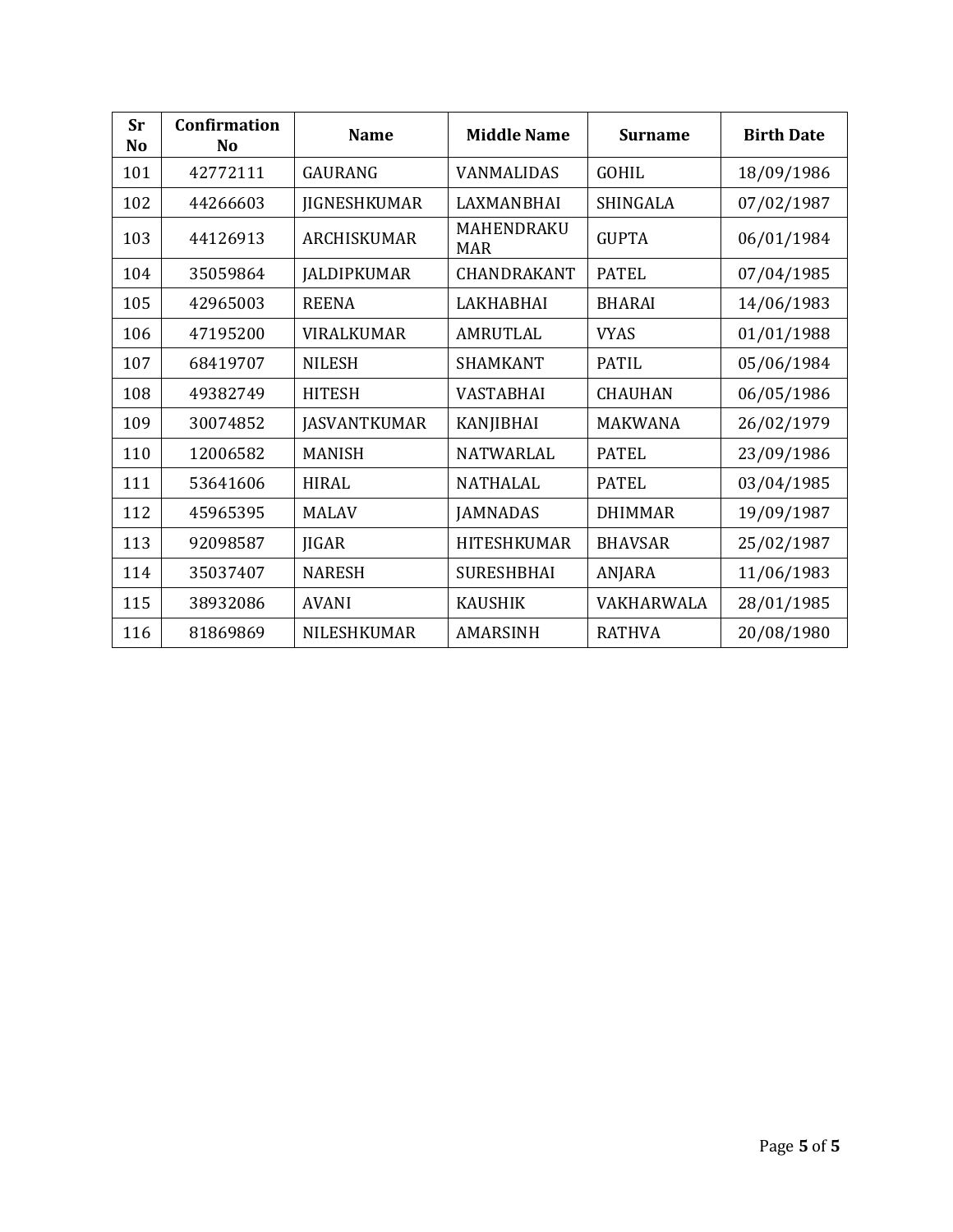| Sr No | Confirmation No | Name | Middle Name | Surname | Birth Date |
|---|---|---|---|---|---|
| 101 | 42772111 | GAURANG | VANMALIDAS | GOHIL | 18/09/1986 |
| 102 | 44266603 | JIGNESHKUMAR | LAXMANBHAI | SHINGALA | 07/02/1987 |
| 103 | 44126913 | ARCHISKUMAR | MAHENDRAKUMAR | GUPTA | 06/01/1984 |
| 104 | 35059864 | JALDIPKUMAR | CHANDRAKANT | PATEL | 07/04/1985 |
| 105 | 42965003 | REENA | LAKHABHAI | BHARAI | 14/06/1983 |
| 106 | 47195200 | VIRALKUMAR | AMRUTLAL | VYAS | 01/01/1988 |
| 107 | 68419707 | NILESH | SHAMKANT | PATIL | 05/06/1984 |
| 108 | 49382749 | HITESH | VASTABHAI | CHAUHAN | 06/05/1986 |
| 109 | 30074852 | JASVANTKUMAR | KANJIBHAI | MAKWANA | 26/02/1979 |
| 110 | 12006582 | MANISH | NATWARLAL | PATEL | 23/09/1986 |
| 111 | 53641606 | HIRAL | NATHALAL | PATEL | 03/04/1985 |
| 112 | 45965395 | MALAV | JAMNADAS | DHIMMAR | 19/09/1987 |
| 113 | 92098587 | JIGAR | HITESHKUMAR | BHAVSAR | 25/02/1987 |
| 114 | 35037407 | NARESH | SURESHBHAI | ANJARA | 11/06/1983 |
| 115 | 38932086 | AVANI | KAUSHIK | VAKHARWALA | 28/01/1985 |
| 116 | 81869869 | NILESHKUMAR | AMARSINH | RATHVA | 20/08/1980 |